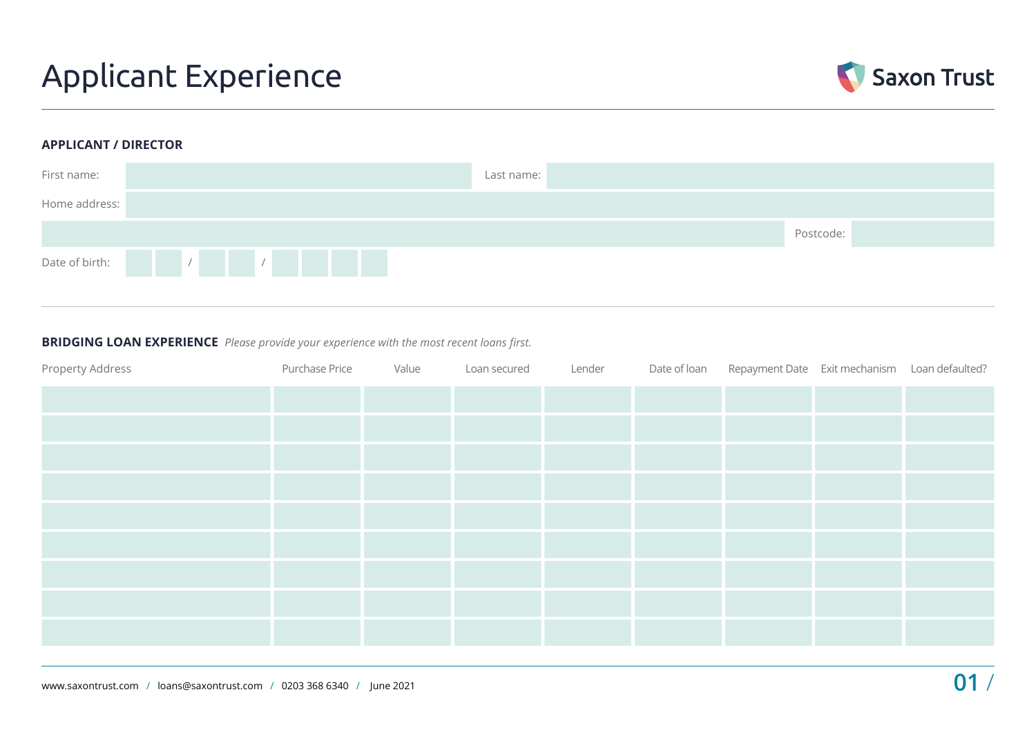# Applicant Experience

Saxon Trust

## APPLICANT / DIRECTOR

| | | | |
|---|---|---|---|
| First name: | | Last name: | |
| Home address: | | | |
| | | Postcode: | |
| Date of birth: | _ _ / _ _ / _ _ _ _ | | |

## BRIDGING LOAN EXPERIENCE *Please provide your experience with the most recent loans first.*

| Property Address | Purchase Price | Value | Loan secured | Lender | Date of loan | Repayment Date | Exit mechanism | Loan defaulted? |
|---|---|---|---|---|---|---|---|---|
| | | | | | | | | |
| | | | | | | | | |
| | | | | | | | | |
| | | | | | | | | |
| | | | | | | | | |
| | | | | | | | | |
| | | | | | | | | |
| | | | | | | | | |
| | | | | | | | | |

www.saxontrust.com / loans@saxontrust.com / 0203 368 6340 / June 2021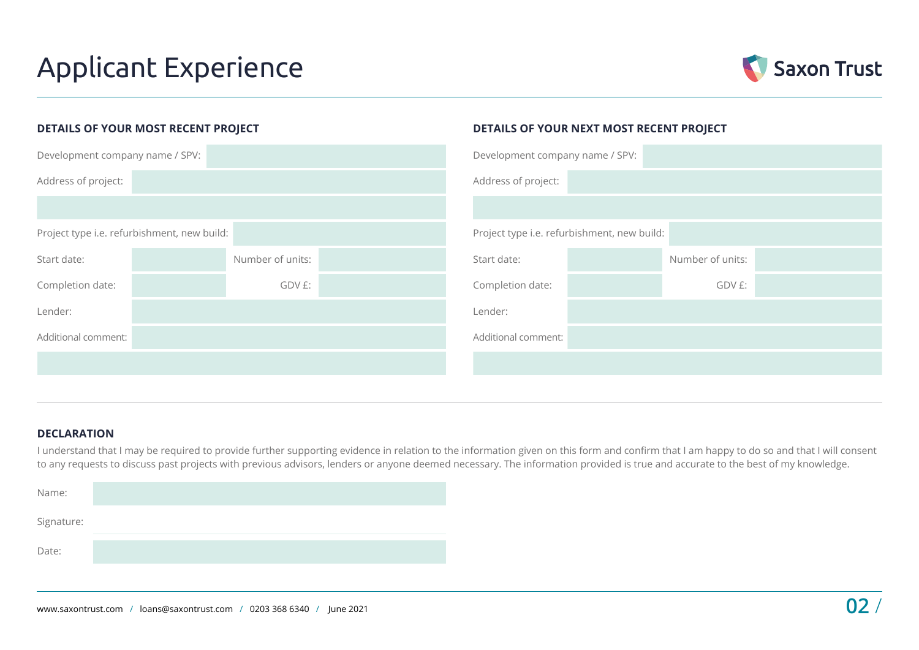# Applicant Experience

Saxon Trust

## DETAILS OF YOUR MOST RECENT PROJECT

| | | | |
|---|---|---|---|
| Development company name / SPV: | | | |
| Address of project: | | | |
| | | | |
| Project type i.e. refurbishment, new build: | | | |
| Start date: | | Number of units: | |
| Completion date: | | GDV £: | |
| Lender: | | | |
| Additional comment: | | | |
| | | | |

## DETAILS OF YOUR NEXT MOST RECENT PROJECT

| | | | |
|---|---|---|---|
| Development company name / SPV: | | | |
| Address of project: | | | |
| | | | |
| Project type i.e. refurbishment, new build: | | | |
| Start date: | | Number of units: | |
| Completion date: | | GDV £: | |
| Lender: | | | |
| Additional comment: | | | |
| | | | |

## DECLARATION

I understand that I may be required to provide further supporting evidence in relation to the information given on this form and confirm that I am happy to do so and that I will consent to any requests to discuss past projects with previous advisors, lenders or anyone deemed necessary. The information provided is true and accurate to the best of my knowledge.

| | |
|---|---|
| Name: | |
| Signature: | |
| Date: | |

www.saxontrust.com / loans@saxontrust.com / 0203 368 6340 / June 2021